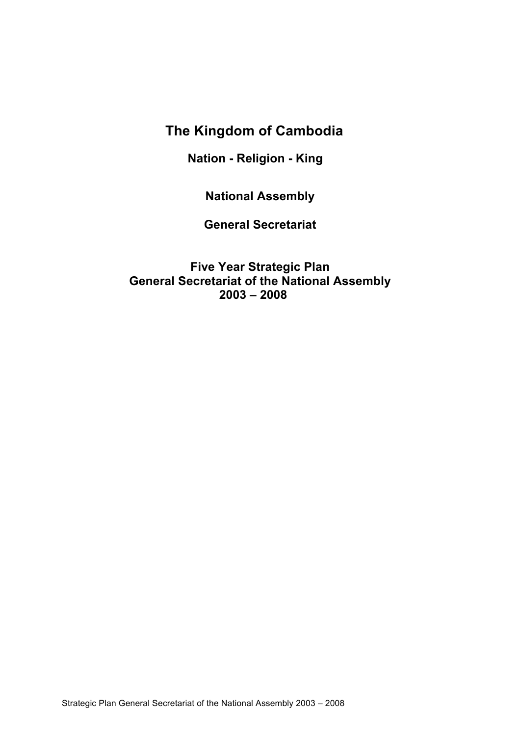# The Kingdom of Cambodia

## Nation - Religion - King

## National Assembly

## General Secretariat

## Five Year Strategic Plan
## General Secretariat of the National Assembly
## 2003 – 2008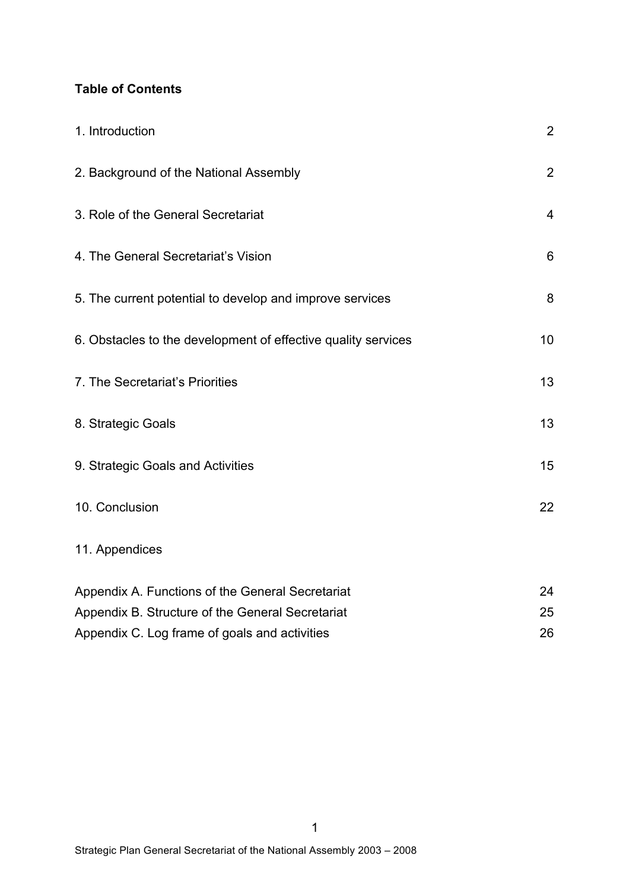**Table of Contents**

| | |
|---|---|
| 1. Introduction | 2 |
| 2. Background of the National Assembly | 2 |
| 3. Role of the General Secretariat | 4 |
| 4. The General Secretariat's Vision | 6 |
| 5. The current potential to develop and improve services | 8 |
| 6. Obstacles to the development of effective quality services | 10 |
| 7. The Secretariat's Priorities | 13 |
| 8. Strategic Goals | 13 |
| 9. Strategic Goals and Activities | 15 |
| 10. Conclusion | 22 |
| 11. Appendices | |
| Appendix A. Functions of the General Secretariat | 24 |
| Appendix B. Structure of the General Secretariat | 25 |
| Appendix C. Log frame of goals and activities | 26 |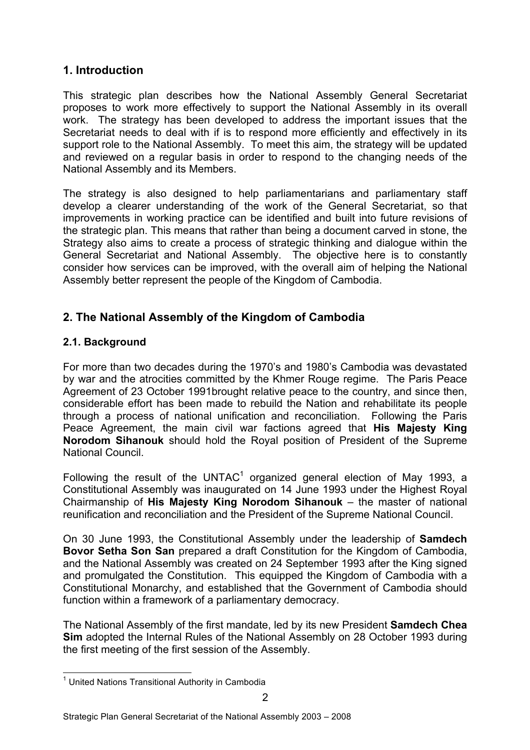## 1. Introduction

This strategic plan describes how the National Assembly General Secretariat proposes to work more effectively to support the National Assembly in its overall work. The strategy has been developed to address the important issues that the Secretariat needs to deal with if is to respond more efficiently and effectively in its support role to the National Assembly. To meet this aim, the strategy will be updated and reviewed on a regular basis in order to respond to the changing needs of the National Assembly and its Members.

The strategy is also designed to help parliamentarians and parliamentary staff develop a clearer understanding of the work of the General Secretariat, so that improvements in working practice can be identified and built into future revisions of the strategic plan. This means that rather than being a document carved in stone, the Strategy also aims to create a process of strategic thinking and dialogue within the General Secretariat and National Assembly. The objective here is to constantly consider how services can be improved, with the overall aim of helping the National Assembly better represent the people of the Kingdom of Cambodia.

## 2. The National Assembly of the Kingdom of Cambodia

### 2.1. Background

For more than two decades during the 1970's and 1980's Cambodia was devastated by war and the atrocities committed by the Khmer Rouge regime. The Paris Peace Agreement of 23 October 1991brought relative peace to the country, and since then, considerable effort has been made to rebuild the Nation and rehabilitate its people through a process of national unification and reconciliation. Following the Paris Peace Agreement, the main civil war factions agreed that **His Majesty King Norodom Sihanouk** should hold the Royal position of President of the Supreme National Council.

Following the result of the UNTAC[1] organized general election of May 1993, a Constitutional Assembly was inaugurated on 14 June 1993 under the Highest Royal Chairmanship of **His Majesty King Norodom Sihanouk** – the master of national reunification and reconciliation and the President of the Supreme National Council.

On 30 June 1993, the Constitutional Assembly under the leadership of **Samdech Bovor Setha Son San** prepared a draft Constitution for the Kingdom of Cambodia, and the National Assembly was created on 24 September 1993 after the King signed and promulgated the Constitution. This equipped the Kingdom of Cambodia with a Constitutional Monarchy, and established that the Government of Cambodia should function within a framework of a parliamentary democracy.

The National Assembly of the first mandate, led by its new President **Samdech Chea Sim** adopted the Internal Rules of the National Assembly on 28 October 1993 during the first meeting of the first session of the Assembly.

[1] United Nations Transitional Authority in Cambodia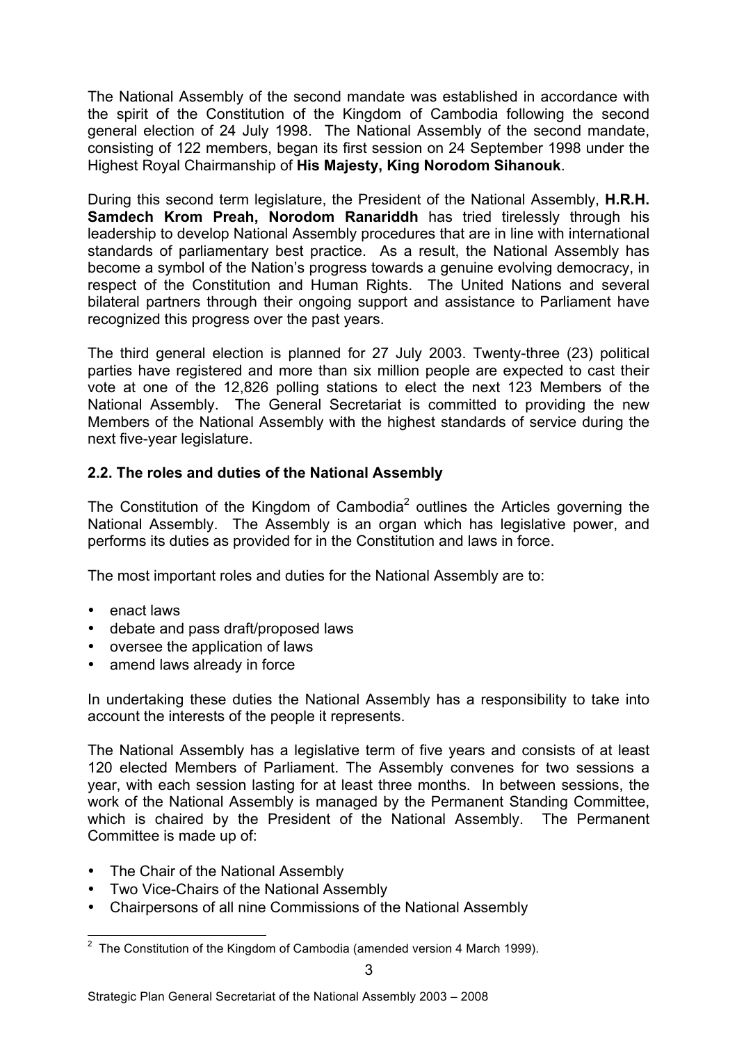The National Assembly of the second mandate was established in accordance with the spirit of the Constitution of the Kingdom of Cambodia following the second general election of 24 July 1998. The National Assembly of the second mandate, consisting of 122 members, began its first session on 24 September 1998 under the Highest Royal Chairmanship of **His Majesty, King Norodom Sihanouk**.

During this second term legislature, the President of the National Assembly, **H.R.H. Samdech Krom Preah, Norodom Ranariddh** has tried tirelessly through his leadership to develop National Assembly procedures that are in line with international standards of parliamentary best practice. As a result, the National Assembly has become a symbol of the Nation's progress towards a genuine evolving democracy, in respect of the Constitution and Human Rights. The United Nations and several bilateral partners through their ongoing support and assistance to Parliament have recognized this progress over the past years.

The third general election is planned for 27 July 2003. Twenty-three (23) political parties have registered and more than six million people are expected to cast their vote at one of the 12,826 polling stations to elect the next 123 Members of the National Assembly. The General Secretariat is committed to providing the new Members of the National Assembly with the highest standards of service during the next five-year legislature.

### 2.2. The roles and duties of the National Assembly

The Constitution of the Kingdom of Cambodia[2] outlines the Articles governing the National Assembly. The Assembly is an organ which has legislative power, and performs its duties as provided for in the Constitution and laws in force.

The most important roles and duties for the National Assembly are to:

- enact laws
- debate and pass draft/proposed laws
- oversee the application of laws
- amend laws already in force

In undertaking these duties the National Assembly has a responsibility to take into account the interests of the people it represents.

The National Assembly has a legislative term of five years and consists of at least 120 elected Members of Parliament. The Assembly convenes for two sessions a year, with each session lasting for at least three months. In between sessions, the work of the National Assembly is managed by the Permanent Standing Committee, which is chaired by the President of the National Assembly. The Permanent Committee is made up of:

- The Chair of the National Assembly
- Two Vice-Chairs of the National Assembly
- Chairpersons of all nine Commissions of the National Assembly

[2] The Constitution of the Kingdom of Cambodia (amended version 4 March 1999).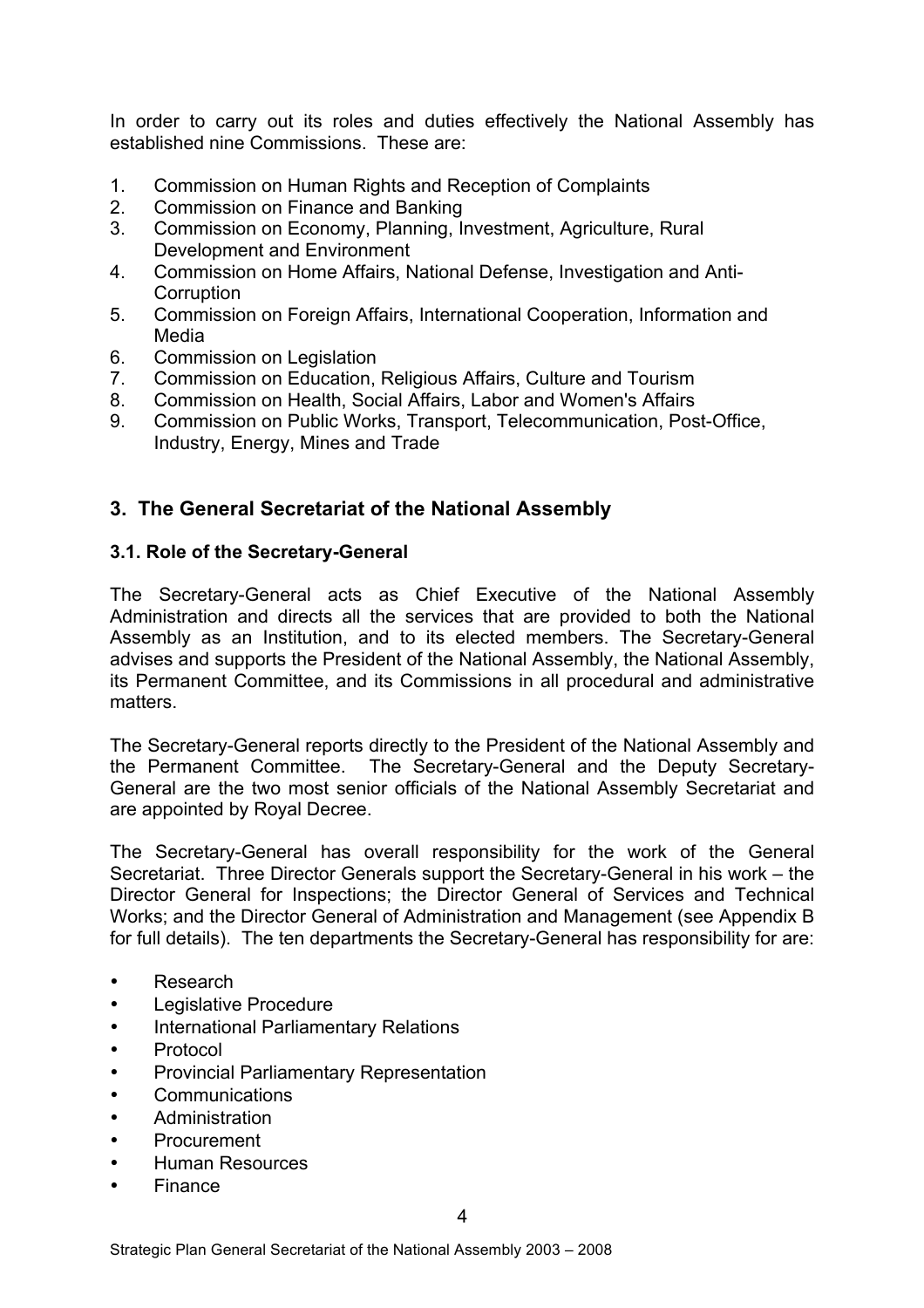In order to carry out its roles and duties effectively the National Assembly has established nine Commissions. These are:

1. Commission on Human Rights and Reception of Complaints
2. Commission on Finance and Banking
3. Commission on Economy, Planning, Investment, Agriculture, Rural Development and Environment
4. Commission on Home Affairs, National Defense, Investigation and Anti-Corruption
5. Commission on Foreign Affairs, International Cooperation, Information and Media
6. Commission on Legislation
7. Commission on Education, Religious Affairs, Culture and Tourism
8. Commission on Health, Social Affairs, Labor and Women's Affairs
9. Commission on Public Works, Transport, Telecommunication, Post-Office, Industry, Energy, Mines and Trade

## 3. The General Secretariat of the National Assembly

### 3.1. Role of the Secretary-General

The Secretary-General acts as Chief Executive of the National Assembly Administration and directs all the services that are provided to both the National Assembly as an Institution, and to its elected members. The Secretary-General advises and supports the President of the National Assembly, the National Assembly, its Permanent Committee, and its Commissions in all procedural and administrative matters.

The Secretary-General reports directly to the President of the National Assembly and the Permanent Committee. The Secretary-General and the Deputy Secretary-General are the two most senior officials of the National Assembly Secretariat and are appointed by Royal Decree.

The Secretary-General has overall responsibility for the work of the General Secretariat. Three Director Generals support the Secretary-General in his work – the Director General for Inspections; the Director General of Services and Technical Works; and the Director General of Administration and Management (see Appendix B for full details). The ten departments the Secretary-General has responsibility for are:

- Research
- Legislative Procedure
- International Parliamentary Relations
- Protocol
- Provincial Parliamentary Representation
- Communications
- Administration
- Procurement
- Human Resources
- Finance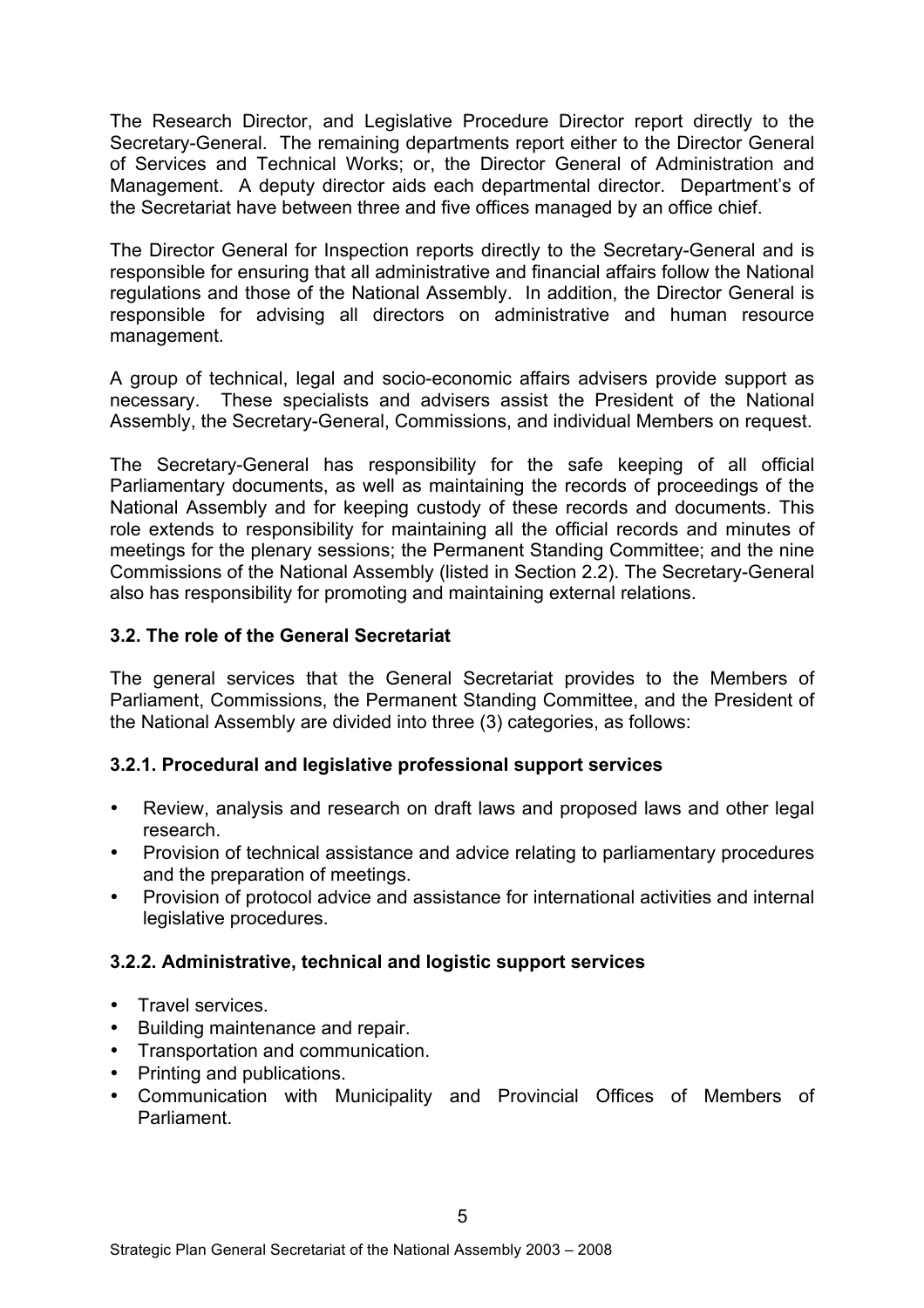The Research Director, and Legislative Procedure Director report directly to the Secretary-General. The remaining departments report either to the Director General of Services and Technical Works; or, the Director General of Administration and Management. A deputy director aids each departmental director. Department's of the Secretariat have between three and five offices managed by an office chief.

The Director General for Inspection reports directly to the Secretary-General and is responsible for ensuring that all administrative and financial affairs follow the National regulations and those of the National Assembly. In addition, the Director General is responsible for advising all directors on administrative and human resource management.

A group of technical, legal and socio-economic affairs advisers provide support as necessary. These specialists and advisers assist the President of the National Assembly, the Secretary-General, Commissions, and individual Members on request.

The Secretary-General has responsibility for the safe keeping of all official Parliamentary documents, as well as maintaining the records of proceedings of the National Assembly and for keeping custody of these records and documents. This role extends to responsibility for maintaining all the official records and minutes of meetings for the plenary sessions; the Permanent Standing Committee; and the nine Commissions of the National Assembly (listed in Section 2.2). The Secretary-General also has responsibility for promoting and maintaining external relations.

### 3.2. The role of the General Secretariat

The general services that the General Secretariat provides to the Members of Parliament, Commissions, the Permanent Standing Committee, and the President of the National Assembly are divided into three (3) categories, as follows:

#### 3.2.1. Procedural and legislative professional support services

- Review, analysis and research on draft laws and proposed laws and other legal research.
- Provision of technical assistance and advice relating to parliamentary procedures and the preparation of meetings.
- Provision of protocol advice and assistance for international activities and internal legislative procedures.

#### 3.2.2. Administrative, technical and logistic support services

- Travel services.
- Building maintenance and repair.
- Transportation and communication.
- Printing and publications.
- Communication with Municipality and Provincial Offices of Members of Parliament.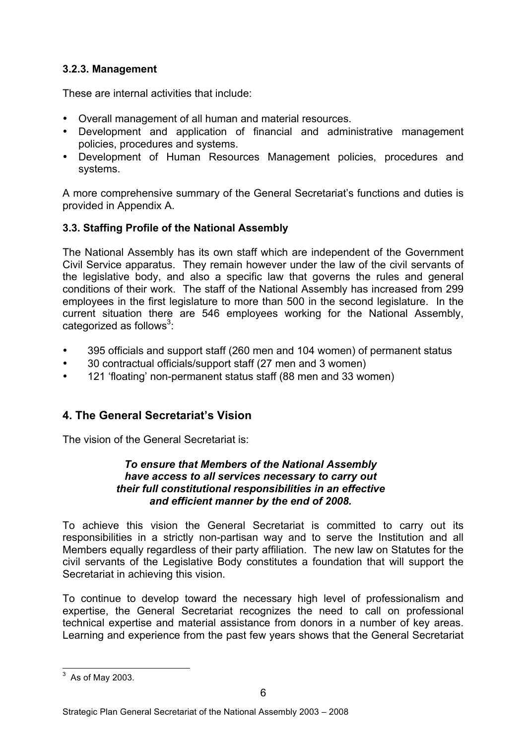### 3.2.3. Management

These are internal activities that include:

- Overall management of all human and material resources.
- Development and application of financial and administrative management policies, procedures and systems.
- Development of Human Resources Management policies, procedures and systems.

A more comprehensive summary of the General Secretariat's functions and duties is provided in Appendix A.

### 3.3. Staffing Profile of the National Assembly

The National Assembly has its own staff which are independent of the Government Civil Service apparatus. They remain however under the law of the civil servants of the legislative body, and also a specific law that governs the rules and general conditions of their work. The staff of the National Assembly has increased from 299 employees in the first legislature to more than 500 in the second legislature. In the current situation there are 546 employees working for the National Assembly, categorized as follows[3]:

- 395 officials and support staff (260 men and 104 women) of permanent status
- 30 contractual officials/support staff (27 men and 3 women)
- 121 'floating' non-permanent status staff (88 men and 33 women)

## 4. The General Secretariat's Vision

The vision of the General Secretariat is:

***To ensure that Members of the National Assembly have access to all services necessary to carry out their full constitutional responsibilities in an effective and efficient manner by the end of 2008.***

To achieve this vision the General Secretariat is committed to carry out its responsibilities in a strictly non-partisan way and to serve the Institution and all Members equally regardless of their party affiliation. The new law on Statutes for the civil servants of the Legislative Body constitutes a foundation that will support the Secretariat in achieving this vision.

To continue to develop toward the necessary high level of professionalism and expertise, the General Secretariat recognizes the need to call on professional technical expertise and material assistance from donors in a number of key areas. Learning and experience from the past few years shows that the General Secretariat

[3] As of May 2003.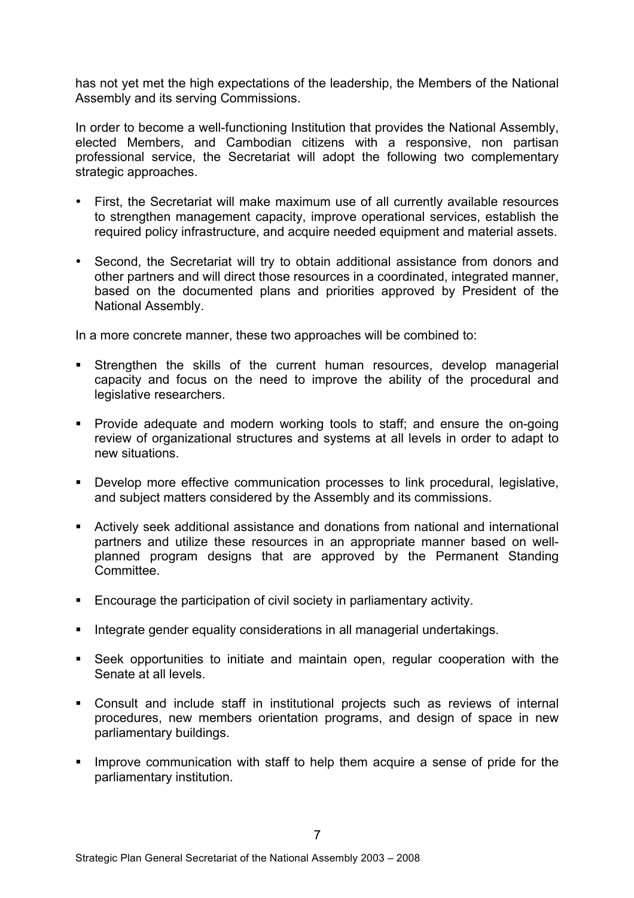has not yet met the high expectations of the leadership, the Members of the National Assembly and its serving Commissions.

In order to become a well-functioning Institution that provides the National Assembly, elected Members, and Cambodian citizens with a responsive, non partisan professional service, the Secretariat will adopt the following two complementary strategic approaches.

- First, the Secretariat will make maximum use of all currently available resources to strengthen management capacity, improve operational services, establish the required policy infrastructure, and acquire needed equipment and material assets.
- Second, the Secretariat will try to obtain additional assistance from donors and other partners and will direct those resources in a coordinated, integrated manner, based on the documented plans and priorities approved by President of the National Assembly.

In a more concrete manner, these two approaches will be combined to:

- Strengthen the skills of the current human resources, develop managerial capacity and focus on the need to improve the ability of the procedural and legislative researchers.
- Provide adequate and modern working tools to staff; and ensure the on-going review of organizational structures and systems at all levels in order to adapt to new situations.
- Develop more effective communication processes to link procedural, legislative, and subject matters considered by the Assembly and its commissions.
- Actively seek additional assistance and donations from national and international partners and utilize these resources in an appropriate manner based on well-planned program designs that are approved by the Permanent Standing Committee.
- Encourage the participation of civil society in parliamentary activity.
- Integrate gender equality considerations in all managerial undertakings.
- Seek opportunities to initiate and maintain open, regular cooperation with the Senate at all levels.
- Consult and include staff in institutional projects such as reviews of internal procedures, new members orientation programs, and design of space in new parliamentary buildings.
- Improve communication with staff to help them acquire a sense of pride for the parliamentary institution.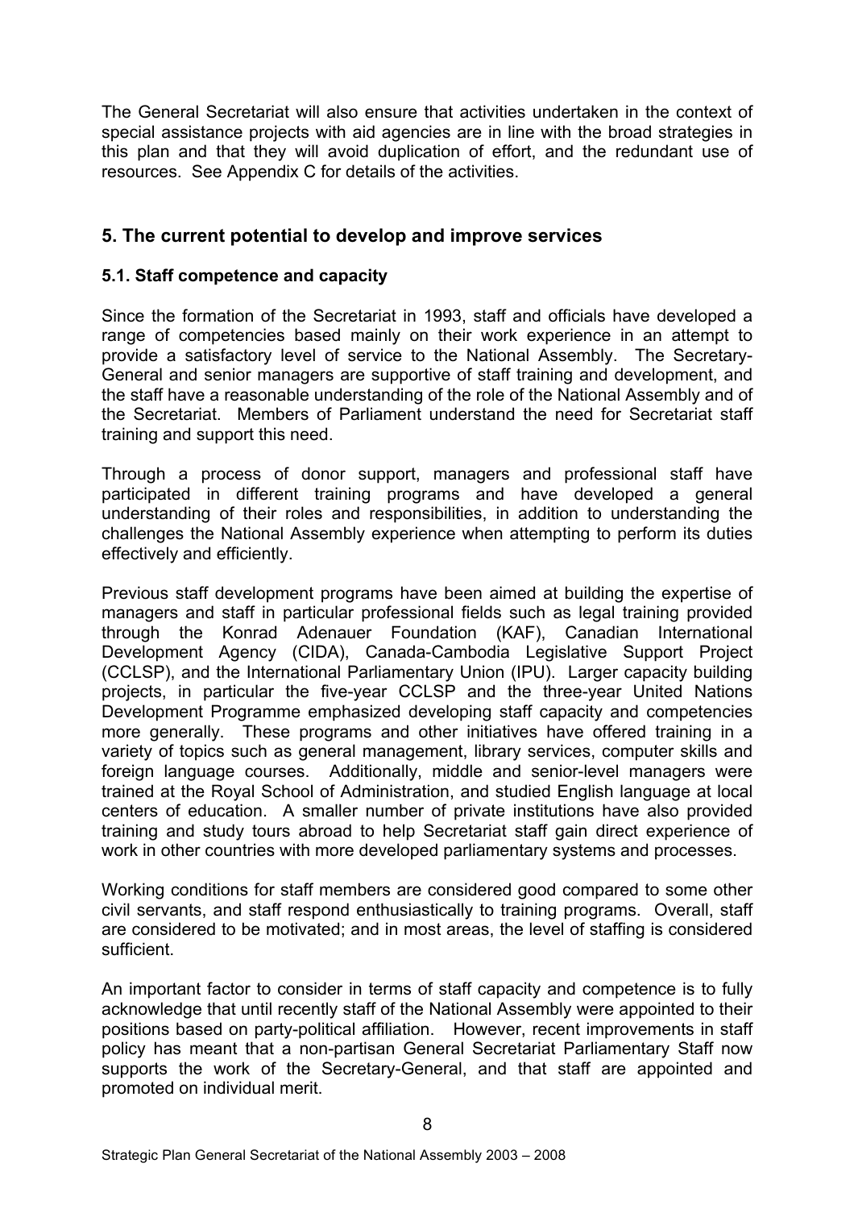The General Secretariat will also ensure that activities undertaken in the context of special assistance projects with aid agencies are in line with the broad strategies in this plan and that they will avoid duplication of effort, and the redundant use of resources. See Appendix C for details of the activities.

## 5. The current potential to develop and improve services

### 5.1. Staff competence and capacity

Since the formation of the Secretariat in 1993, staff and officials have developed a range of competencies based mainly on their work experience in an attempt to provide a satisfactory level of service to the National Assembly. The Secretary-General and senior managers are supportive of staff training and development, and the staff have a reasonable understanding of the role of the National Assembly and of the Secretariat. Members of Parliament understand the need for Secretariat staff training and support this need.

Through a process of donor support, managers and professional staff have participated in different training programs and have developed a general understanding of their roles and responsibilities, in addition to understanding the challenges the National Assembly experience when attempting to perform its duties effectively and efficiently.

Previous staff development programs have been aimed at building the expertise of managers and staff in particular professional fields such as legal training provided through the Konrad Adenauer Foundation (KAF), Canadian International Development Agency (CIDA), Canada-Cambodia Legislative Support Project (CCLSP), and the International Parliamentary Union (IPU). Larger capacity building projects, in particular the five-year CCLSP and the three-year United Nations Development Programme emphasized developing staff capacity and competencies more generally. These programs and other initiatives have offered training in a variety of topics such as general management, library services, computer skills and foreign language courses. Additionally, middle and senior-level managers were trained at the Royal School of Administration, and studied English language at local centers of education. A smaller number of private institutions have also provided training and study tours abroad to help Secretariat staff gain direct experience of work in other countries with more developed parliamentary systems and processes.

Working conditions for staff members are considered good compared to some other civil servants, and staff respond enthusiastically to training programs. Overall, staff are considered to be motivated; and in most areas, the level of staffing is considered sufficient.

An important factor to consider in terms of staff capacity and competence is to fully acknowledge that until recently staff of the National Assembly were appointed to their positions based on party-political affiliation. However, recent improvements in staff policy has meant that a non-partisan General Secretariat Parliamentary Staff now supports the work of the Secretary-General, and that staff are appointed and promoted on individual merit.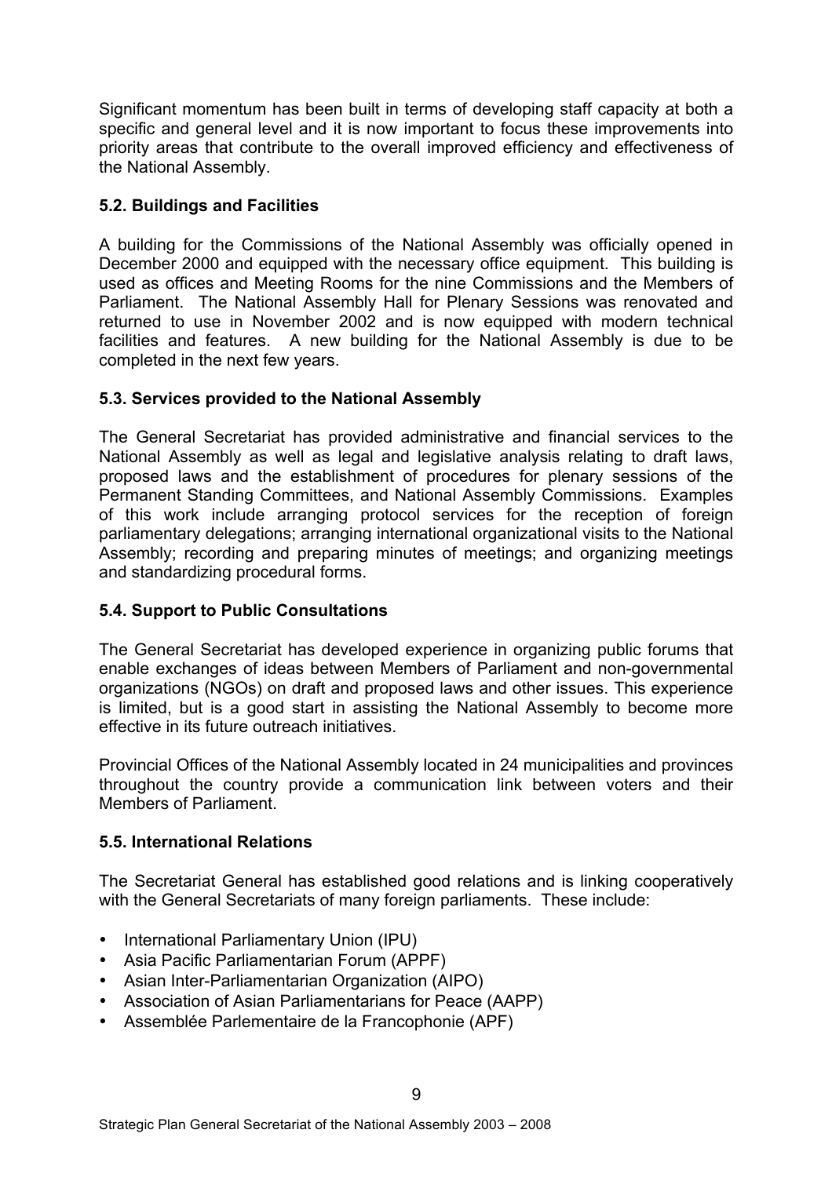Significant momentum has been built in terms of developing staff capacity at both a specific and general level and it is now important to focus these improvements into priority areas that contribute to the overall improved efficiency and effectiveness of the National Assembly.

### 5.2. Buildings and Facilities

A building for the Commissions of the National Assembly was officially opened in December 2000 and equipped with the necessary office equipment. This building is used as offices and Meeting Rooms for the nine Commissions and the Members of Parliament. The National Assembly Hall for Plenary Sessions was renovated and returned to use in November 2002 and is now equipped with modern technical facilities and features. A new building for the National Assembly is due to be completed in the next few years.

### 5.3. Services provided to the National Assembly

The General Secretariat has provided administrative and financial services to the National Assembly as well as legal and legislative analysis relating to draft laws, proposed laws and the establishment of procedures for plenary sessions of the Permanent Standing Committees, and National Assembly Commissions. Examples of this work include arranging protocol services for the reception of foreign parliamentary delegations; arranging international organizational visits to the National Assembly; recording and preparing minutes of meetings; and organizing meetings and standardizing procedural forms.

### 5.4. Support to Public Consultations

The General Secretariat has developed experience in organizing public forums that enable exchanges of ideas between Members of Parliament and non-governmental organizations (NGOs) on draft and proposed laws and other issues. This experience is limited, but is a good start in assisting the National Assembly to become more effective in its future outreach initiatives.

Provincial Offices of the National Assembly located in 24 municipalities and provinces throughout the country provide a communication link between voters and their Members of Parliament.

### 5.5. International Relations

The Secretariat General has established good relations and is linking cooperatively with the General Secretariats of many foreign parliaments. These include:

- International Parliamentary Union (IPU)
- Asia Pacific Parliamentarian Forum (APPF)
- Asian Inter-Parliamentarian Organization (AIPO)
- Association of Asian Parliamentarians for Peace (AAPP)
- Assemblée Parlementaire de la Francophonie (APF)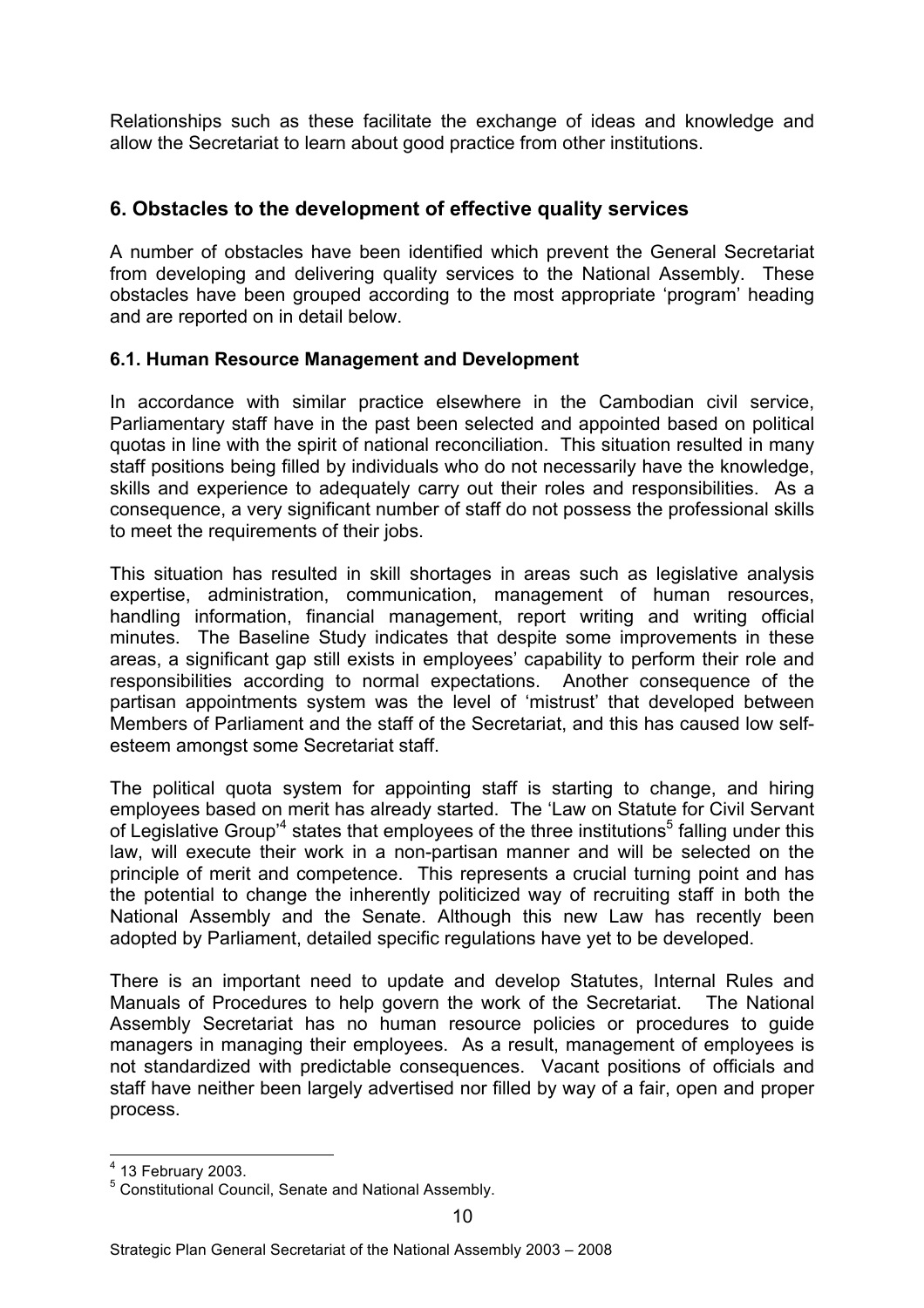Relationships such as these facilitate the exchange of ideas and knowledge and allow the Secretariat to learn about good practice from other institutions.

## 6. Obstacles to the development of effective quality services

A number of obstacles have been identified which prevent the General Secretariat from developing and delivering quality services to the National Assembly. These obstacles have been grouped according to the most appropriate 'program' heading and are reported on in detail below.

### 6.1. Human Resource Management and Development

In accordance with similar practice elsewhere in the Cambodian civil service, Parliamentary staff have in the past been selected and appointed based on political quotas in line with the spirit of national reconciliation. This situation resulted in many staff positions being filled by individuals who do not necessarily have the knowledge, skills and experience to adequately carry out their roles and responsibilities. As a consequence, a very significant number of staff do not possess the professional skills to meet the requirements of their jobs.

This situation has resulted in skill shortages in areas such as legislative analysis expertise, administration, communication, management of human resources, handling information, financial management, report writing and writing official minutes. The Baseline Study indicates that despite some improvements in these areas, a significant gap still exists in employees' capability to perform their role and responsibilities according to normal expectations. Another consequence of the partisan appointments system was the level of 'mistrust' that developed between Members of Parliament and the staff of the Secretariat, and this has caused low self-esteem amongst some Secretariat staff.

The political quota system for appointing staff is starting to change, and hiring employees based on merit has already started. The 'Law on Statute for Civil Servant of Legislative Group'[4] states that employees of the three institutions[5] falling under this law, will execute their work in a non-partisan manner and will be selected on the principle of merit and competence. This represents a crucial turning point and has the potential to change the inherently politicized way of recruiting staff in both the National Assembly and the Senate. Although this new Law has recently been adopted by Parliament, detailed specific regulations have yet to be developed.

There is an important need to update and develop Statutes, Internal Rules and Manuals of Procedures to help govern the work of the Secretariat. The National Assembly Secretariat has no human resource policies or procedures to guide managers in managing their employees. As a result, management of employees is not standardized with predictable consequences. Vacant positions of officials and staff have neither been largely advertised nor filled by way of a fair, open and proper process.

[4] 13 February 2003.
[5] Constitutional Council, Senate and National Assembly.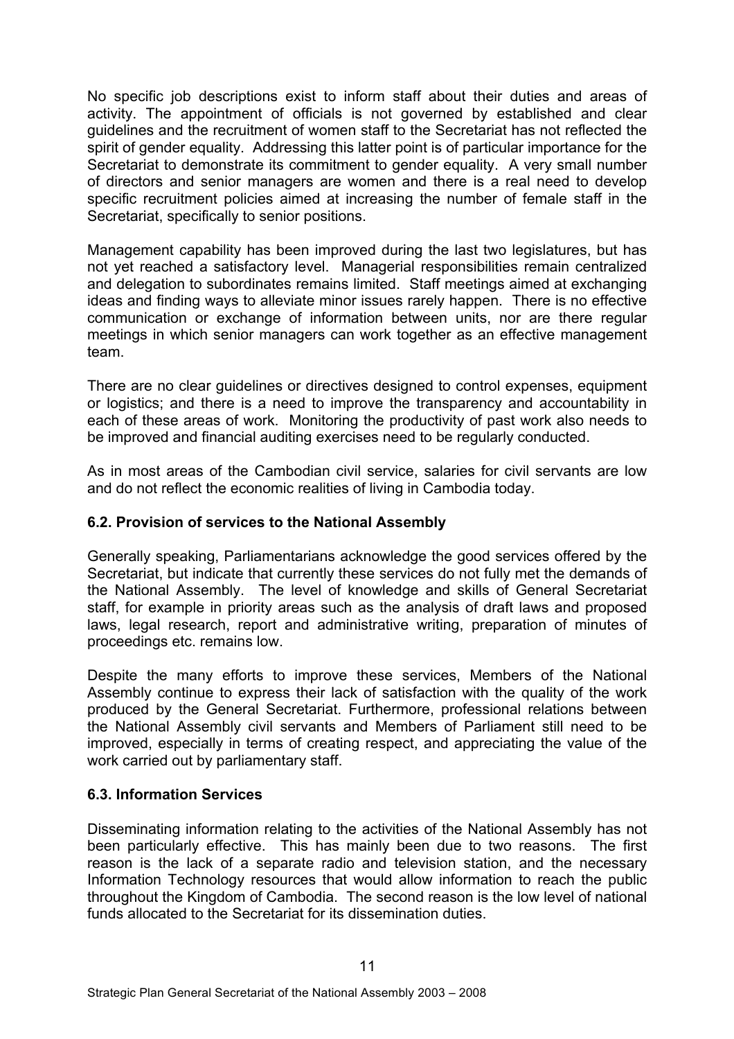No specific job descriptions exist to inform staff about their duties and areas of activity. The appointment of officials is not governed by established and clear guidelines and the recruitment of women staff to the Secretariat has not reflected the spirit of gender equality. Addressing this latter point is of particular importance for the Secretariat to demonstrate its commitment to gender equality. A very small number of directors and senior managers are women and there is a real need to develop specific recruitment policies aimed at increasing the number of female staff in the Secretariat, specifically to senior positions.

Management capability has been improved during the last two legislatures, but has not yet reached a satisfactory level. Managerial responsibilities remain centralized and delegation to subordinates remains limited. Staff meetings aimed at exchanging ideas and finding ways to alleviate minor issues rarely happen. There is no effective communication or exchange of information between units, nor are there regular meetings in which senior managers can work together as an effective management team.

There are no clear guidelines or directives designed to control expenses, equipment or logistics; and there is a need to improve the transparency and accountability in each of these areas of work. Monitoring the productivity of past work also needs to be improved and financial auditing exercises need to be regularly conducted.

As in most areas of the Cambodian civil service, salaries for civil servants are low and do not reflect the economic realities of living in Cambodia today.

### 6.2. Provision of services to the National Assembly

Generally speaking, Parliamentarians acknowledge the good services offered by the Secretariat, but indicate that currently these services do not fully met the demands of the National Assembly. The level of knowledge and skills of General Secretariat staff, for example in priority areas such as the analysis of draft laws and proposed laws, legal research, report and administrative writing, preparation of minutes of proceedings etc. remains low.

Despite the many efforts to improve these services, Members of the National Assembly continue to express their lack of satisfaction with the quality of the work produced by the General Secretariat. Furthermore, professional relations between the National Assembly civil servants and Members of Parliament still need to be improved, especially in terms of creating respect, and appreciating the value of the work carried out by parliamentary staff.

### 6.3. Information Services

Disseminating information relating to the activities of the National Assembly has not been particularly effective. This has mainly been due to two reasons. The first reason is the lack of a separate radio and television station, and the necessary Information Technology resources that would allow information to reach the public throughout the Kingdom of Cambodia. The second reason is the low level of national funds allocated to the Secretariat for its dissemination duties.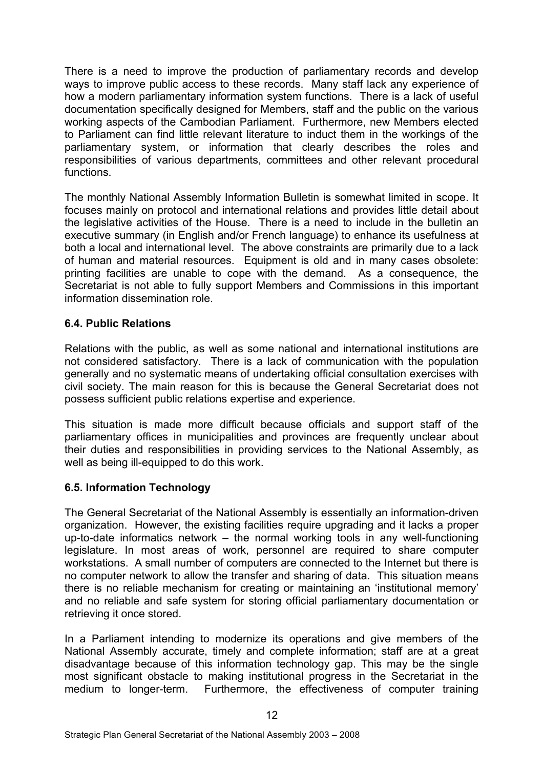There is a need to improve the production of parliamentary records and develop ways to improve public access to these records. Many staff lack any experience of how a modern parliamentary information system functions. There is a lack of useful documentation specifically designed for Members, staff and the public on the various working aspects of the Cambodian Parliament. Furthermore, new Members elected to Parliament can find little relevant literature to induct them in the workings of the parliamentary system, or information that clearly describes the roles and responsibilities of various departments, committees and other relevant procedural functions.

The monthly National Assembly Information Bulletin is somewhat limited in scope. It focuses mainly on protocol and international relations and provides little detail about the legislative activities of the House. There is a need to include in the bulletin an executive summary (in English and/or French language) to enhance its usefulness at both a local and international level. The above constraints are primarily due to a lack of human and material resources. Equipment is old and in many cases obsolete: printing facilities are unable to cope with the demand. As a consequence, the Secretariat is not able to fully support Members and Commissions in this important information dissemination role.

### 6.4. Public Relations

Relations with the public, as well as some national and international institutions are not considered satisfactory. There is a lack of communication with the population generally and no systematic means of undertaking official consultation exercises with civil society. The main reason for this is because the General Secretariat does not possess sufficient public relations expertise and experience.

This situation is made more difficult because officials and support staff of the parliamentary offices in municipalities and provinces are frequently unclear about their duties and responsibilities in providing services to the National Assembly, as well as being ill-equipped to do this work.

### 6.5. Information Technology

The General Secretariat of the National Assembly is essentially an information-driven organization. However, the existing facilities require upgrading and it lacks a proper up-to-date informatics network – the normal working tools in any well-functioning legislature. In most areas of work, personnel are required to share computer workstations. A small number of computers are connected to the Internet but there is no computer network to allow the transfer and sharing of data. This situation means there is no reliable mechanism for creating or maintaining an 'institutional memory' and no reliable and safe system for storing official parliamentary documentation or retrieving it once stored.

In a Parliament intending to modernize its operations and give members of the National Assembly accurate, timely and complete information; staff are at a great disadvantage because of this information technology gap. This may be the single most significant obstacle to making institutional progress in the Secretariat in the medium to longer-term. Furthermore, the effectiveness of computer training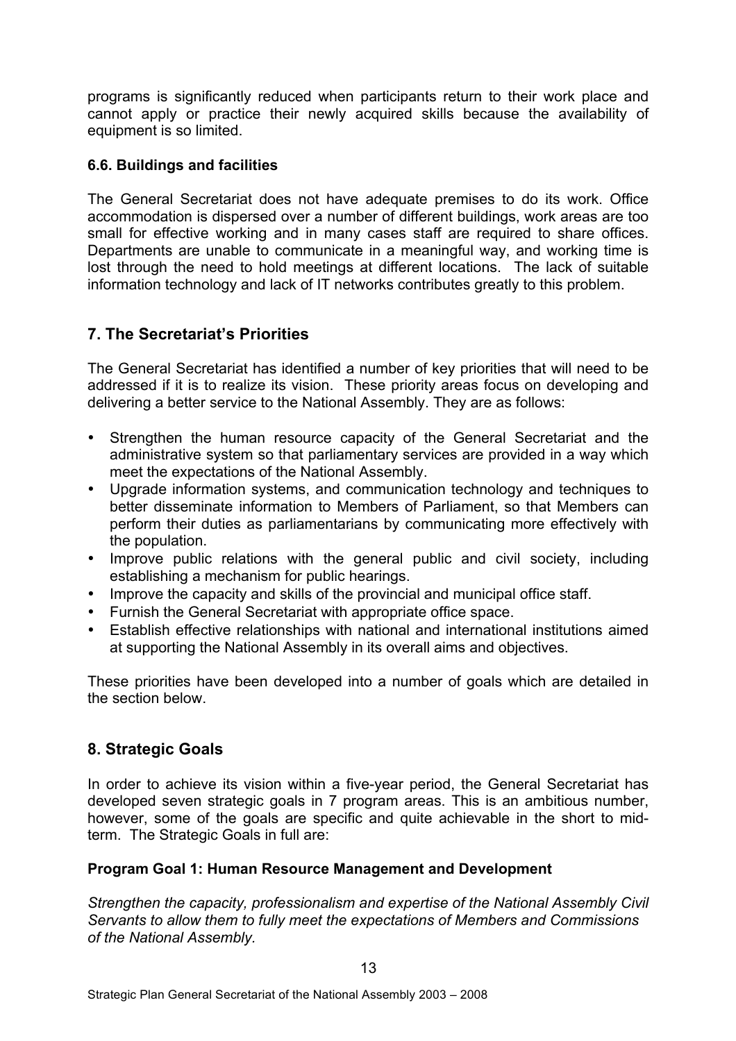programs is significantly reduced when participants return to their work place and cannot apply or practice their newly acquired skills because the availability of equipment is so limited.

### 6.6. Buildings and facilities

The General Secretariat does not have adequate premises to do its work. Office accommodation is dispersed over a number of different buildings, work areas are too small for effective working and in many cases staff are required to share offices. Departments are unable to communicate in a meaningful way, and working time is lost through the need to hold meetings at different locations. The lack of suitable information technology and lack of IT networks contributes greatly to this problem.

## 7. The Secretariat's Priorities

The General Secretariat has identified a number of key priorities that will need to be addressed if it is to realize its vision. These priority areas focus on developing and delivering a better service to the National Assembly. They are as follows:

- Strengthen the human resource capacity of the General Secretariat and the administrative system so that parliamentary services are provided in a way which meet the expectations of the National Assembly.
- Upgrade information systems, and communication technology and techniques to better disseminate information to Members of Parliament, so that Members can perform their duties as parliamentarians by communicating more effectively with the population.
- Improve public relations with the general public and civil society, including establishing a mechanism for public hearings.
- Improve the capacity and skills of the provincial and municipal office staff.
- Furnish the General Secretariat with appropriate office space.
- Establish effective relationships with national and international institutions aimed at supporting the National Assembly in its overall aims and objectives.

These priorities have been developed into a number of goals which are detailed in the section below.

## 8. Strategic Goals

In order to achieve its vision within a five-year period, the General Secretariat has developed seven strategic goals in 7 program areas. This is an ambitious number, however, some of the goals are specific and quite achievable in the short to mid-term. The Strategic Goals in full are:

### Program Goal 1: Human Resource Management and Development

*Strengthen the capacity, professionalism and expertise of the National Assembly Civil Servants to allow them to fully meet the expectations of Members and Commissions of the National Assembly.*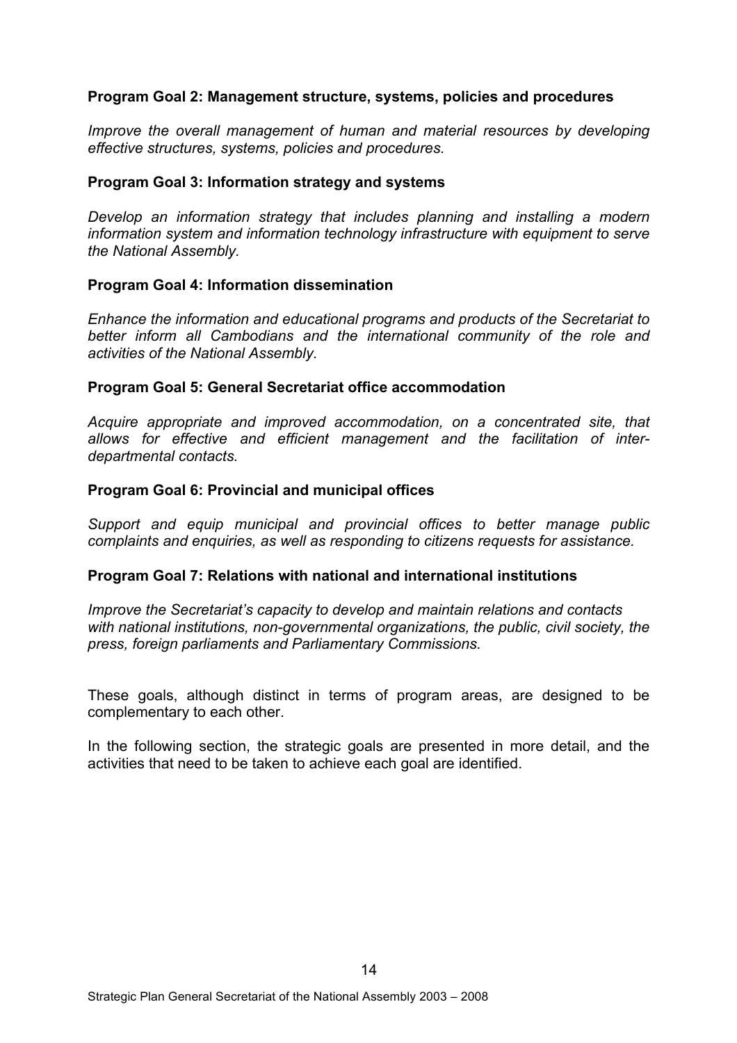**Program Goal 2: Management structure, systems, policies and procedures**

*Improve the overall management of human and material resources by developing effective structures, systems, policies and procedures.*

**Program Goal 3: Information strategy and systems**

*Develop an information strategy that includes planning and installing a modern information system and information technology infrastructure with equipment to serve the National Assembly.*

**Program Goal 4: Information dissemination**

*Enhance the information and educational programs and products of the Secretariat to better inform all Cambodians and the international community of the role and activities of the National Assembly.*

**Program Goal 5: General Secretariat office accommodation**

*Acquire appropriate and improved accommodation, on a concentrated site, that allows for effective and efficient management and the facilitation of inter-departmental contacts.*

**Program Goal 6: Provincial and municipal offices**

*Support and equip municipal and provincial offices to better manage public complaints and enquiries, as well as responding to citizens requests for assistance.*

**Program Goal 7: Relations with national and international institutions**

*Improve the Secretariat's capacity to develop and maintain relations and contacts with national institutions, non-governmental organizations, the public, civil society, the press, foreign parliaments and Parliamentary Commissions.*

These goals, although distinct in terms of program areas, are designed to be complementary to each other.

In the following section, the strategic goals are presented in more detail, and the activities that need to be taken to achieve each goal are identified.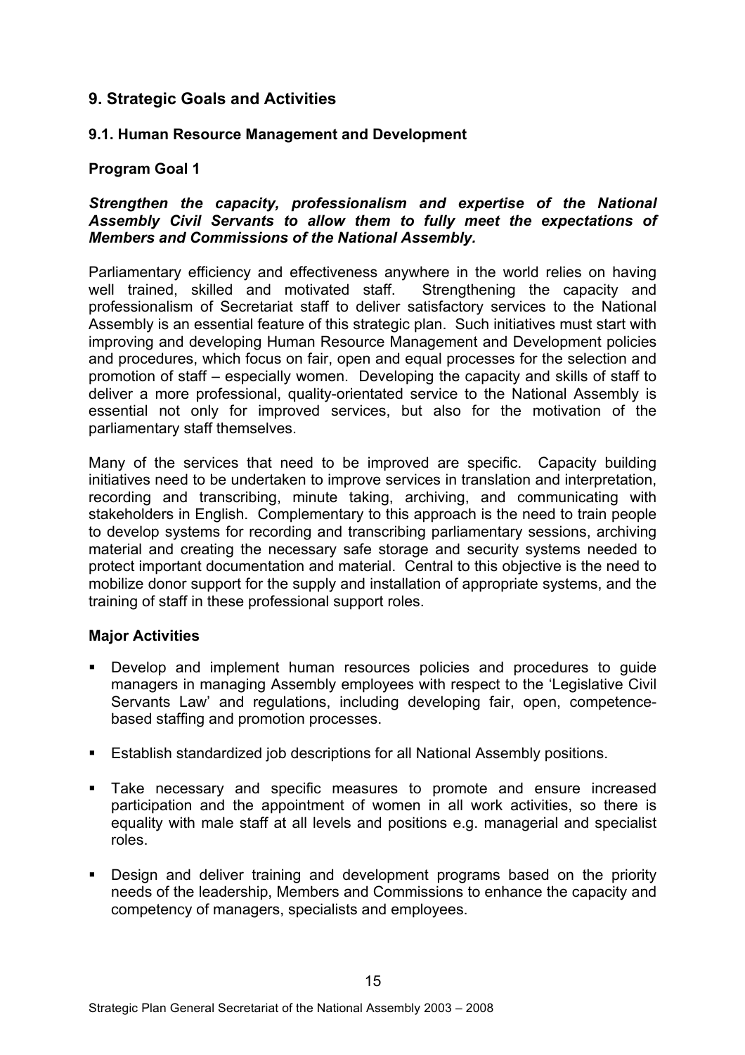## 9. Strategic Goals and Activities

### 9.1. Human Resource Management and Development

**Program Goal 1**

***Strengthen the capacity, professionalism and expertise of the National Assembly Civil Servants to allow them to fully meet the expectations of Members and Commissions of the National Assembly.***

Parliamentary efficiency and effectiveness anywhere in the world relies on having well trained, skilled and motivated staff. Strengthening the capacity and professionalism of Secretariat staff to deliver satisfactory services to the National Assembly is an essential feature of this strategic plan. Such initiatives must start with improving and developing Human Resource Management and Development policies and procedures, which focus on fair, open and equal processes for the selection and promotion of staff – especially women. Developing the capacity and skills of staff to deliver a more professional, quality-orientated service to the National Assembly is essential not only for improved services, but also for the motivation of the parliamentary staff themselves.

Many of the services that need to be improved are specific. Capacity building initiatives need to be undertaken to improve services in translation and interpretation, recording and transcribing, minute taking, archiving, and communicating with stakeholders in English. Complementary to this approach is the need to train people to develop systems for recording and transcribing parliamentary sessions, archiving material and creating the necessary safe storage and security systems needed to protect important documentation and material. Central to this objective is the need to mobilize donor support for the supply and installation of appropriate systems, and the training of staff in these professional support roles.

**Major Activities**

- Develop and implement human resources policies and procedures to guide managers in managing Assembly employees with respect to the 'Legislative Civil Servants Law' and regulations, including developing fair, open, competence-based staffing and promotion processes.
- Establish standardized job descriptions for all National Assembly positions.
- Take necessary and specific measures to promote and ensure increased participation and the appointment of women in all work activities, so there is equality with male staff at all levels and positions e.g. managerial and specialist roles.
- Design and deliver training and development programs based on the priority needs of the leadership, Members and Commissions to enhance the capacity and competency of managers, specialists and employees.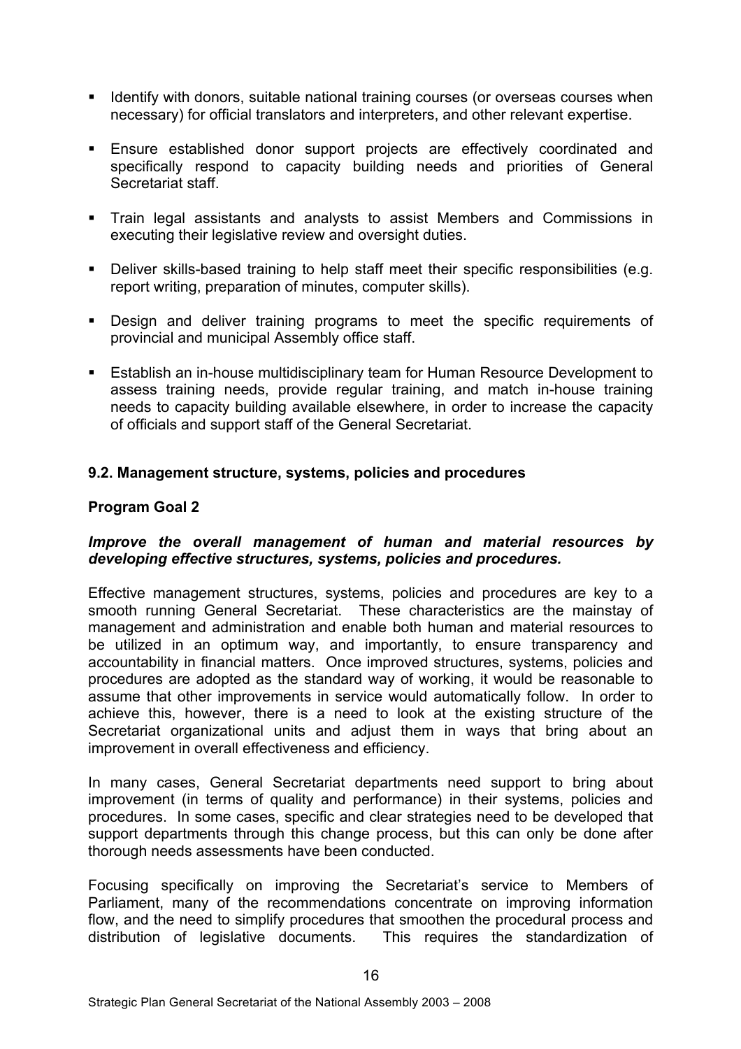- Identify with donors, suitable national training courses (or overseas courses when necessary) for official translators and interpreters, and other relevant expertise.
- Ensure established donor support projects are effectively coordinated and specifically respond to capacity building needs and priorities of General Secretariat staff.
- Train legal assistants and analysts to assist Members and Commissions in executing their legislative review and oversight duties.
- Deliver skills-based training to help staff meet their specific responsibilities (e.g. report writing, preparation of minutes, computer skills).
- Design and deliver training programs to meet the specific requirements of provincial and municipal Assembly office staff.
- Establish an in-house multidisciplinary team for Human Resource Development to assess training needs, provide regular training, and match in-house training needs to capacity building available elsewhere, in order to increase the capacity of officials and support staff of the General Secretariat.

### 9.2. Management structure, systems, policies and procedures

**Program Goal 2**

***Improve the overall management of human and material resources by developing effective structures, systems, policies and procedures.***

Effective management structures, systems, policies and procedures are key to a smooth running General Secretariat. These characteristics are the mainstay of management and administration and enable both human and material resources to be utilized in an optimum way, and importantly, to ensure transparency and accountability in financial matters. Once improved structures, systems, policies and procedures are adopted as the standard way of working, it would be reasonable to assume that other improvements in service would automatically follow. In order to achieve this, however, there is a need to look at the existing structure of the Secretariat organizational units and adjust them in ways that bring about an improvement in overall effectiveness and efficiency.

In many cases, General Secretariat departments need support to bring about improvement (in terms of quality and performance) in their systems, policies and procedures. In some cases, specific and clear strategies need to be developed that support departments through this change process, but this can only be done after thorough needs assessments have been conducted.

Focusing specifically on improving the Secretariat's service to Members of Parliament, many of the recommendations concentrate on improving information flow, and the need to simplify procedures that smoothen the procedural process and distribution of legislative documents. This requires the standardization of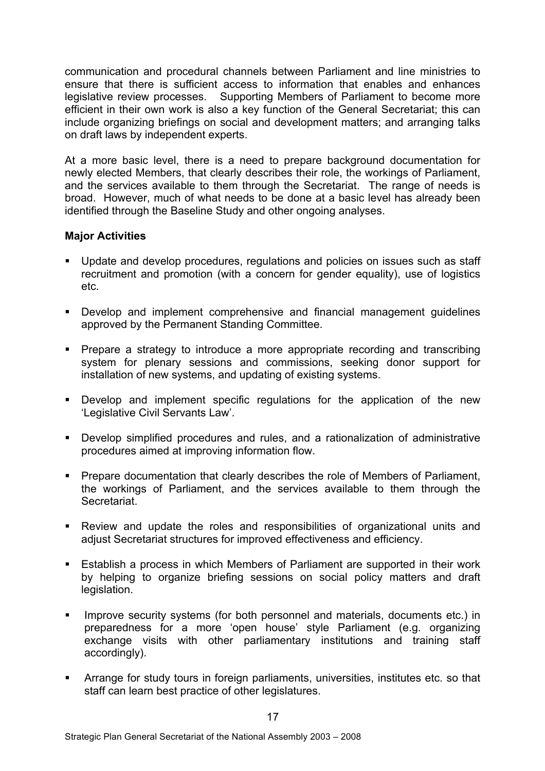communication and procedural channels between Parliament and line ministries to ensure that there is sufficient access to information that enables and enhances legislative review processes. Supporting Members of Parliament to become more efficient in their own work is also a key function of the General Secretariat; this can include organizing briefings on social and development matters; and arranging talks on draft laws by independent experts.

At a more basic level, there is a need to prepare background documentation for newly elected Members, that clearly describes their role, the workings of Parliament, and the services available to them through the Secretariat. The range of needs is broad. However, much of what needs to be done at a basic level has already been identified through the Baseline Study and other ongoing analyses.

**Major Activities**

- Update and develop procedures, regulations and policies on issues such as staff recruitment and promotion (with a concern for gender equality), use of logistics etc.
- Develop and implement comprehensive and financial management guidelines approved by the Permanent Standing Committee.
- Prepare a strategy to introduce a more appropriate recording and transcribing system for plenary sessions and commissions, seeking donor support for installation of new systems, and updating of existing systems.
- Develop and implement specific regulations for the application of the new 'Legislative Civil Servants Law'.
- Develop simplified procedures and rules, and a rationalization of administrative procedures aimed at improving information flow.
- Prepare documentation that clearly describes the role of Members of Parliament, the workings of Parliament, and the services available to them through the Secretariat.
- Review and update the roles and responsibilities of organizational units and adjust Secretariat structures for improved effectiveness and efficiency.
- Establish a process in which Members of Parliament are supported in their work by helping to organize briefing sessions on social policy matters and draft legislation.
- Improve security systems (for both personnel and materials, documents etc.) in preparedness for a more 'open house' style Parliament (e.g. organizing exchange visits with other parliamentary institutions and training staff accordingly).
- Arrange for study tours in foreign parliaments, universities, institutes etc. so that staff can learn best practice of other legislatures.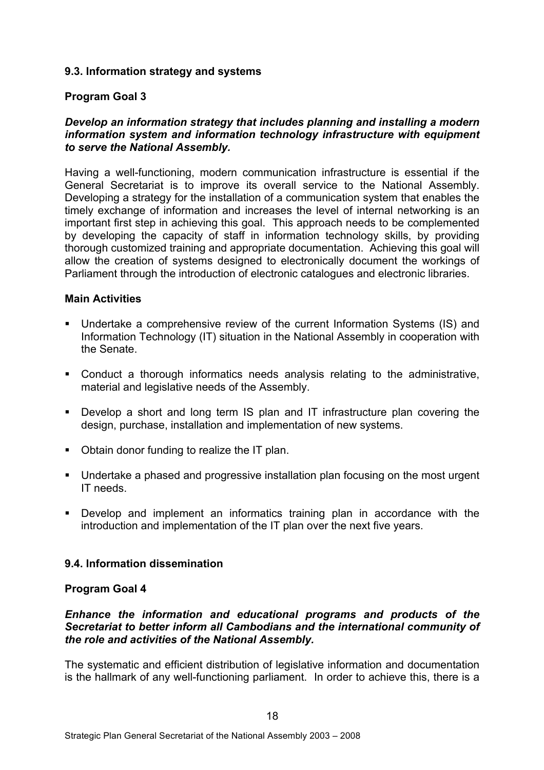### 9.3. Information strategy and systems

**Program Goal 3**

***Develop an information strategy that includes planning and installing a modern information system and information technology infrastructure with equipment to serve the National Assembly.***

Having a well-functioning, modern communication infrastructure is essential if the General Secretariat is to improve its overall service to the National Assembly. Developing a strategy for the installation of a communication system that enables the timely exchange of information and increases the level of internal networking is an important first step in achieving this goal. This approach needs to be complemented by developing the capacity of staff in information technology skills, by providing thorough customized training and appropriate documentation. Achieving this goal will allow the creation of systems designed to electronically document the workings of Parliament through the introduction of electronic catalogues and electronic libraries.

**Main Activities**

- Undertake a comprehensive review of the current Information Systems (IS) and Information Technology (IT) situation in the National Assembly in cooperation with the Senate.
- Conduct a thorough informatics needs analysis relating to the administrative, material and legislative needs of the Assembly.
- Develop a short and long term IS plan and IT infrastructure plan covering the design, purchase, installation and implementation of new systems.
- Obtain donor funding to realize the IT plan.
- Undertake a phased and progressive installation plan focusing on the most urgent IT needs.
- Develop and implement an informatics training plan in accordance with the introduction and implementation of the IT plan over the next five years.

### 9.4. Information dissemination

**Program Goal 4**

***Enhance the information and educational programs and products of the Secretariat to better inform all Cambodians and the international community of the role and activities of the National Assembly.***

The systematic and efficient distribution of legislative information and documentation is the hallmark of any well-functioning parliament. In order to achieve this, there is a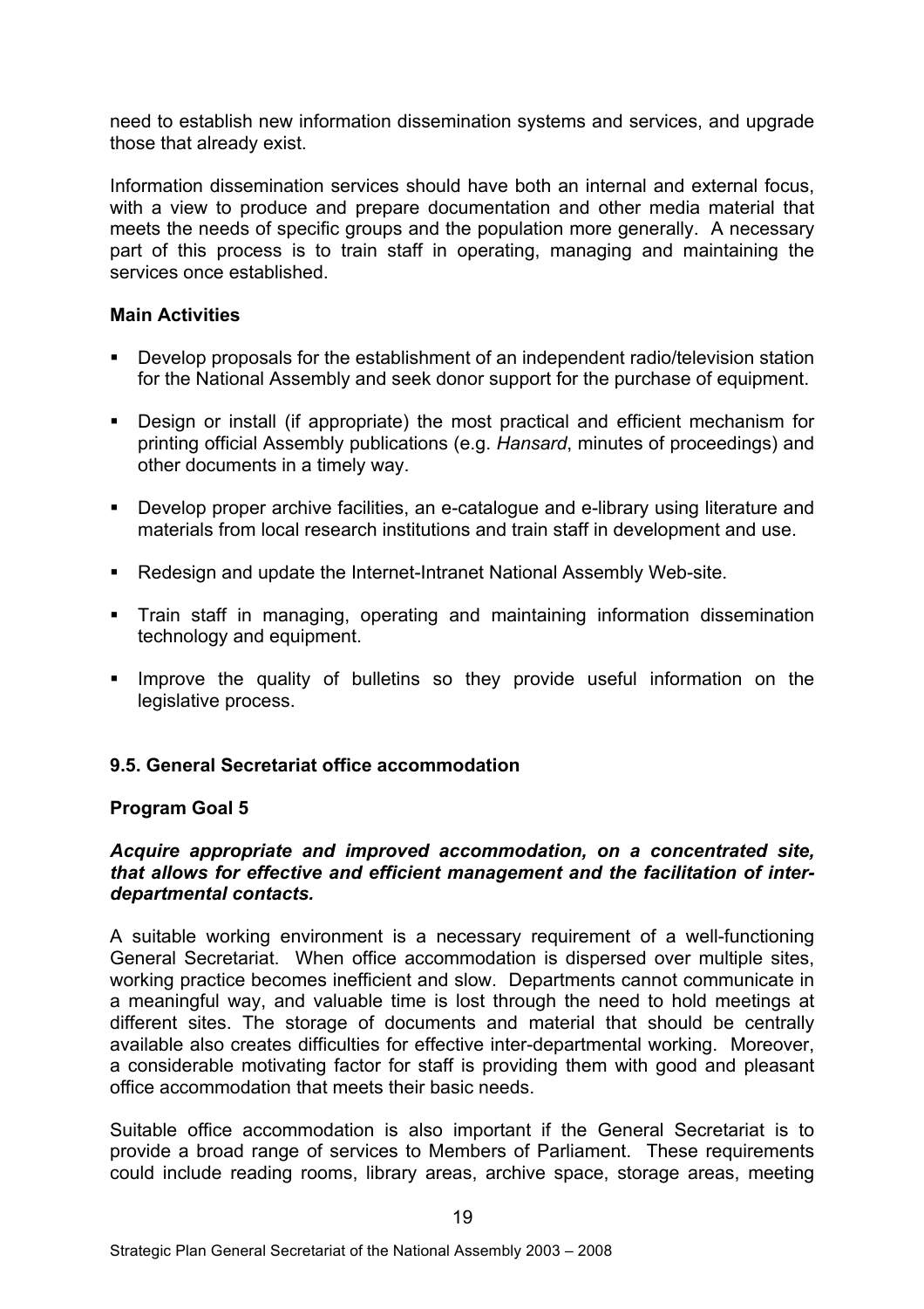need to establish new information dissemination systems and services, and upgrade those that already exist.

Information dissemination services should have both an internal and external focus, with a view to produce and prepare documentation and other media material that meets the needs of specific groups and the population more generally. A necessary part of this process is to train staff in operating, managing and maintaining the services once established.

**Main Activities**

- Develop proposals for the establishment of an independent radio/television station for the National Assembly and seek donor support for the purchase of equipment.
- Design or install (if appropriate) the most practical and efficient mechanism for printing official Assembly publications (e.g. *Hansard*, minutes of proceedings) and other documents in a timely way.
- Develop proper archive facilities, an e-catalogue and e-library using literature and materials from local research institutions and train staff in development and use.
- Redesign and update the Internet-Intranet National Assembly Web-site.
- Train staff in managing, operating and maintaining information dissemination technology and equipment.
- Improve the quality of bulletins so they provide useful information on the legislative process.

### 9.5. General Secretariat office accommodation

**Program Goal 5**

***Acquire appropriate and improved accommodation, on a concentrated site, that allows for effective and efficient management and the facilitation of inter-departmental contacts.***

A suitable working environment is a necessary requirement of a well-functioning General Secretariat. When office accommodation is dispersed over multiple sites, working practice becomes inefficient and slow. Departments cannot communicate in a meaningful way, and valuable time is lost through the need to hold meetings at different sites. The storage of documents and material that should be centrally available also creates difficulties for effective inter-departmental working. Moreover, a considerable motivating factor for staff is providing them with good and pleasant office accommodation that meets their basic needs.

Suitable office accommodation is also important if the General Secretariat is to provide a broad range of services to Members of Parliament. These requirements could include reading rooms, library areas, archive space, storage areas, meeting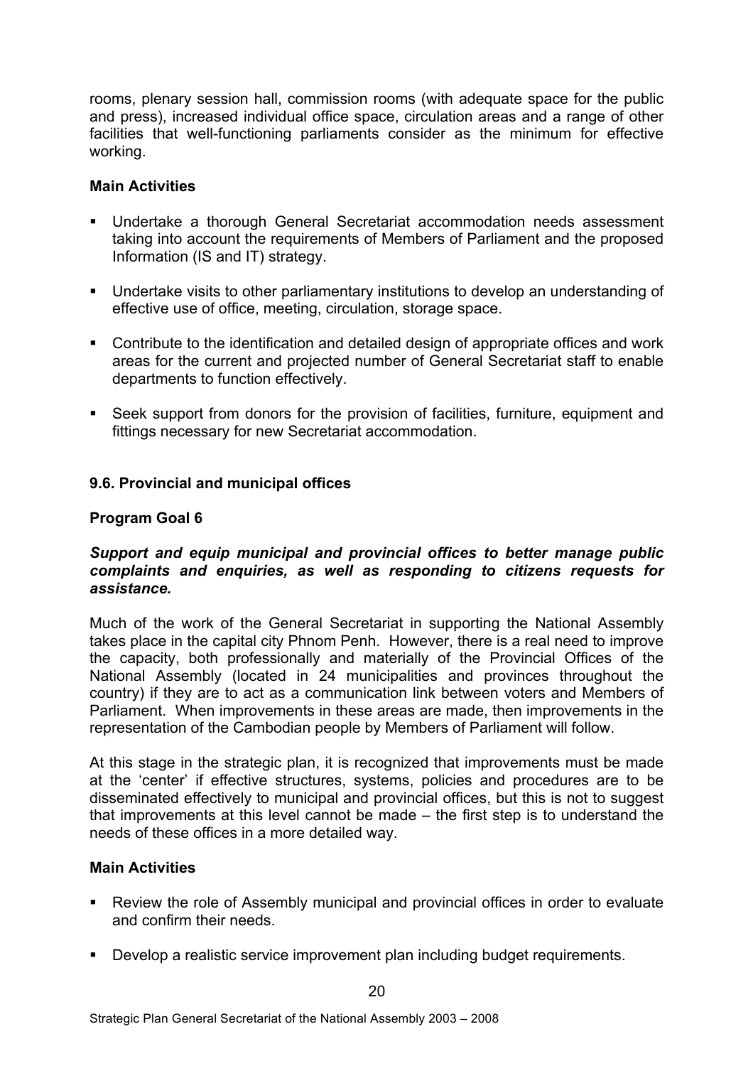rooms, plenary session hall, commission rooms (with adequate space for the public and press), increased individual office space, circulation areas and a range of other facilities that well-functioning parliaments consider as the minimum for effective working.

**Main Activities**

- Undertake a thorough General Secretariat accommodation needs assessment taking into account the requirements of Members of Parliament and the proposed Information (IS and IT) strategy.
- Undertake visits to other parliamentary institutions to develop an understanding of effective use of office, meeting, circulation, storage space.
- Contribute to the identification and detailed design of appropriate offices and work areas for the current and projected number of General Secretariat staff to enable departments to function effectively.
- Seek support from donors for the provision of facilities, furniture, equipment and fittings necessary for new Secretariat accommodation.

### 9.6. Provincial and municipal offices

**Program Goal 6**

***Support and equip municipal and provincial offices to better manage public complaints and enquiries, as well as responding to citizens requests for assistance.***

Much of the work of the General Secretariat in supporting the National Assembly takes place in the capital city Phnom Penh. However, there is a real need to improve the capacity, both professionally and materially of the Provincial Offices of the National Assembly (located in 24 municipalities and provinces throughout the country) if they are to act as a communication link between voters and Members of Parliament. When improvements in these areas are made, then improvements in the representation of the Cambodian people by Members of Parliament will follow.

At this stage in the strategic plan, it is recognized that improvements must be made at the 'center' if effective structures, systems, policies and procedures are to be disseminated effectively to municipal and provincial offices, but this is not to suggest that improvements at this level cannot be made – the first step is to understand the needs of these offices in a more detailed way.

**Main Activities**

- Review the role of Assembly municipal and provincial offices in order to evaluate and confirm their needs.
- Develop a realistic service improvement plan including budget requirements.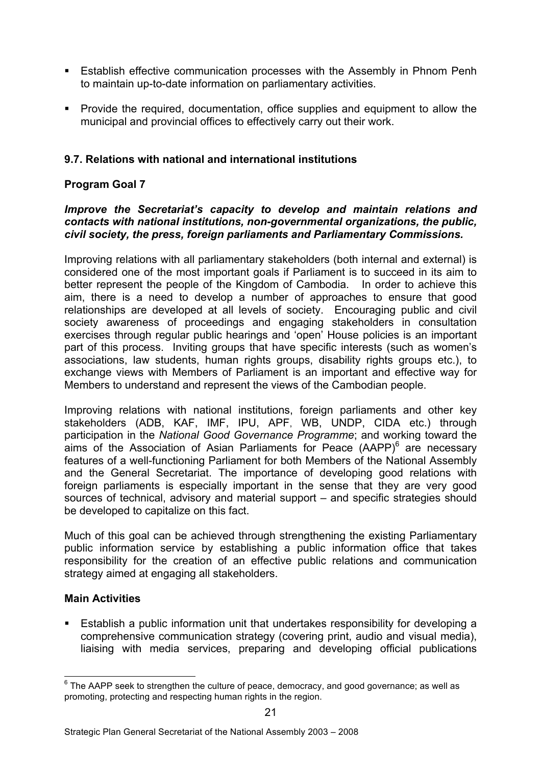- Establish effective communication processes with the Assembly in Phnom Penh to maintain up-to-date information on parliamentary activities.
- Provide the required, documentation, office supplies and equipment to allow the municipal and provincial offices to effectively carry out their work.

### 9.7. Relations with national and international institutions

**Program Goal 7**

***Improve the Secretariat's capacity to develop and maintain relations and contacts with national institutions, non-governmental organizations, the public, civil society, the press, foreign parliaments and Parliamentary Commissions.***

Improving relations with all parliamentary stakeholders (both internal and external) is considered one of the most important goals if Parliament is to succeed in its aim to better represent the people of the Kingdom of Cambodia. In order to achieve this aim, there is a need to develop a number of approaches to ensure that good relationships are developed at all levels of society. Encouraging public and civil society awareness of proceedings and engaging stakeholders in consultation exercises through regular public hearings and 'open' House policies is an important part of this process. Inviting groups that have specific interests (such as women's associations, law students, human rights groups, disability rights groups etc.), to exchange views with Members of Parliament is an important and effective way for Members to understand and represent the views of the Cambodian people.

Improving relations with national institutions, foreign parliaments and other key stakeholders (ADB, KAF, IMF, IPU, APF, WB, UNDP, CIDA etc.) through participation in the *National Good Governance Programme*; and working toward the aims of the Association of Asian Parliaments for Peace (AAPP)[6] are necessary features of a well-functioning Parliament for both Members of the National Assembly and the General Secretariat. The importance of developing good relations with foreign parliaments is especially important in the sense that they are very good sources of technical, advisory and material support – and specific strategies should be developed to capitalize on this fact.

Much of this goal can be achieved through strengthening the existing Parliamentary public information service by establishing a public information office that takes responsibility for the creation of an effective public relations and communication strategy aimed at engaging all stakeholders.

**Main Activities**

- Establish a public information unit that undertakes responsibility for developing a comprehensive communication strategy (covering print, audio and visual media), liaising with media services, preparing and developing official publications

[6] The AAPP seek to strengthen the culture of peace, democracy, and good governance; as well as promoting, protecting and respecting human rights in the region.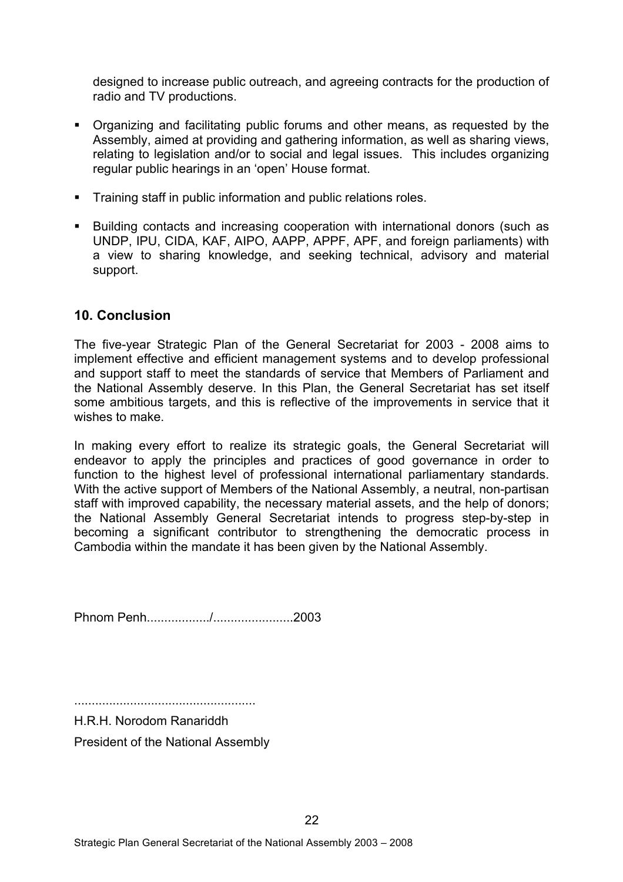designed to increase public outreach, and agreeing contracts for the production of radio and TV productions.

- Organizing and facilitating public forums and other means, as requested by the Assembly, aimed at providing and gathering information, as well as sharing views, relating to legislation and/or to social and legal issues. This includes organizing regular public hearings in an 'open' House format.
- Training staff in public information and public relations roles.
- Building contacts and increasing cooperation with international donors (such as UNDP, IPU, CIDA, KAF, AIPO, AAPP, APPF, APF, and foreign parliaments) with a view to sharing knowledge, and seeking technical, advisory and material support.

## 10. Conclusion

The five-year Strategic Plan of the General Secretariat for 2003 - 2008 aims to implement effective and efficient management systems and to develop professional and support staff to meet the standards of service that Members of Parliament and the National Assembly deserve. In this Plan, the General Secretariat has set itself some ambitious targets, and this is reflective of the improvements in service that it wishes to make.

In making every effort to realize its strategic goals, the General Secretariat will endeavor to apply the principles and practices of good governance in order to function to the highest level of professional international parliamentary standards. With the active support of Members of the National Assembly, a neutral, non-partisan staff with improved capability, the necessary material assets, and the help of donors; the National Assembly General Secretariat intends to progress step-by-step in becoming a significant contributor to strengthening the democratic process in Cambodia within the mandate it has been given by the National Assembly.

Phnom Penh................./......................2003

...................................................

H.R.H. Norodom Ranariddh

President of the National Assembly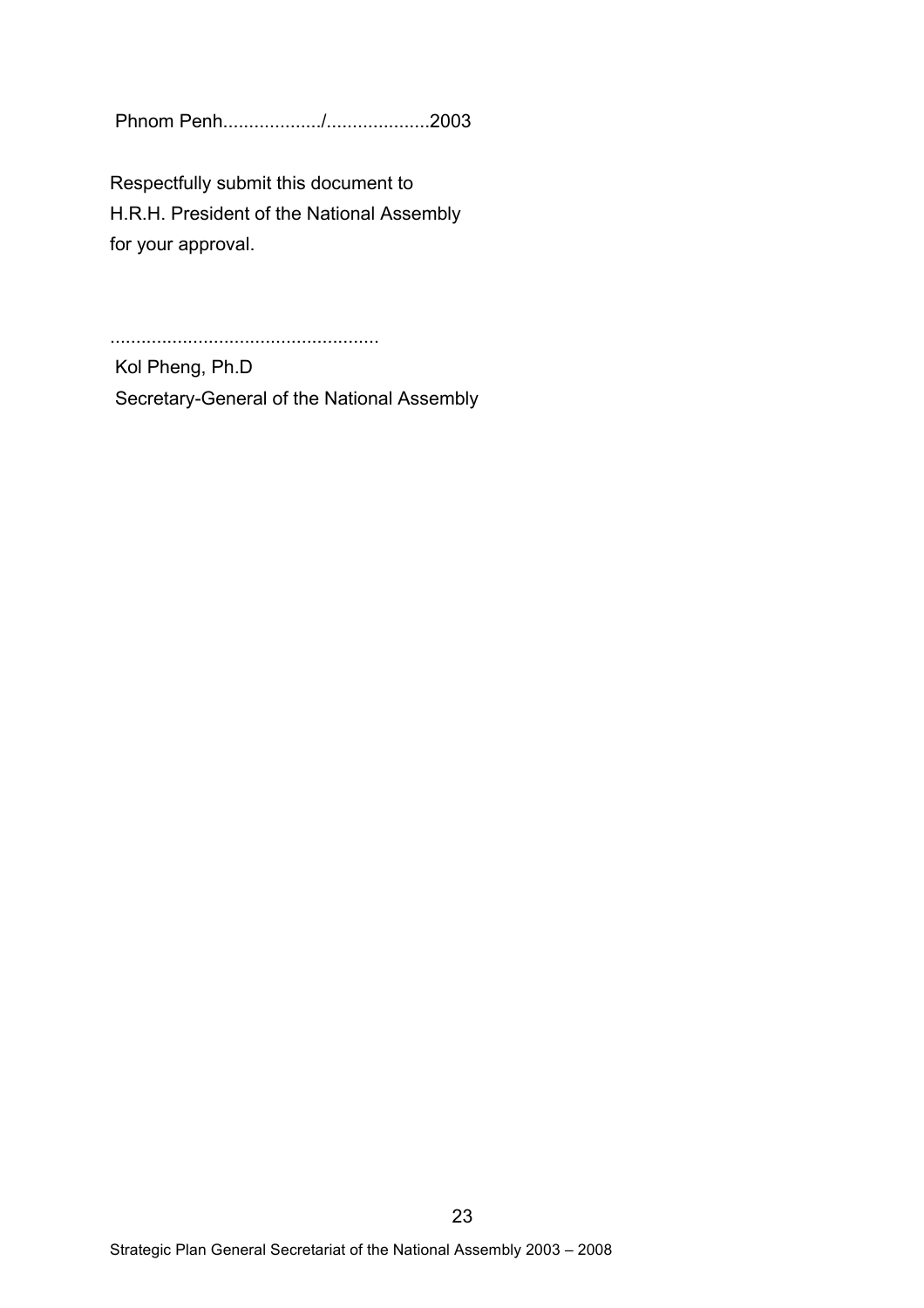Phnom Penh................../...................2003

Respectfully submit this document to
H.R.H. President of the National Assembly
for your approval.

...................................................
Kol Pheng, Ph.D
Secretary-General of the National Assembly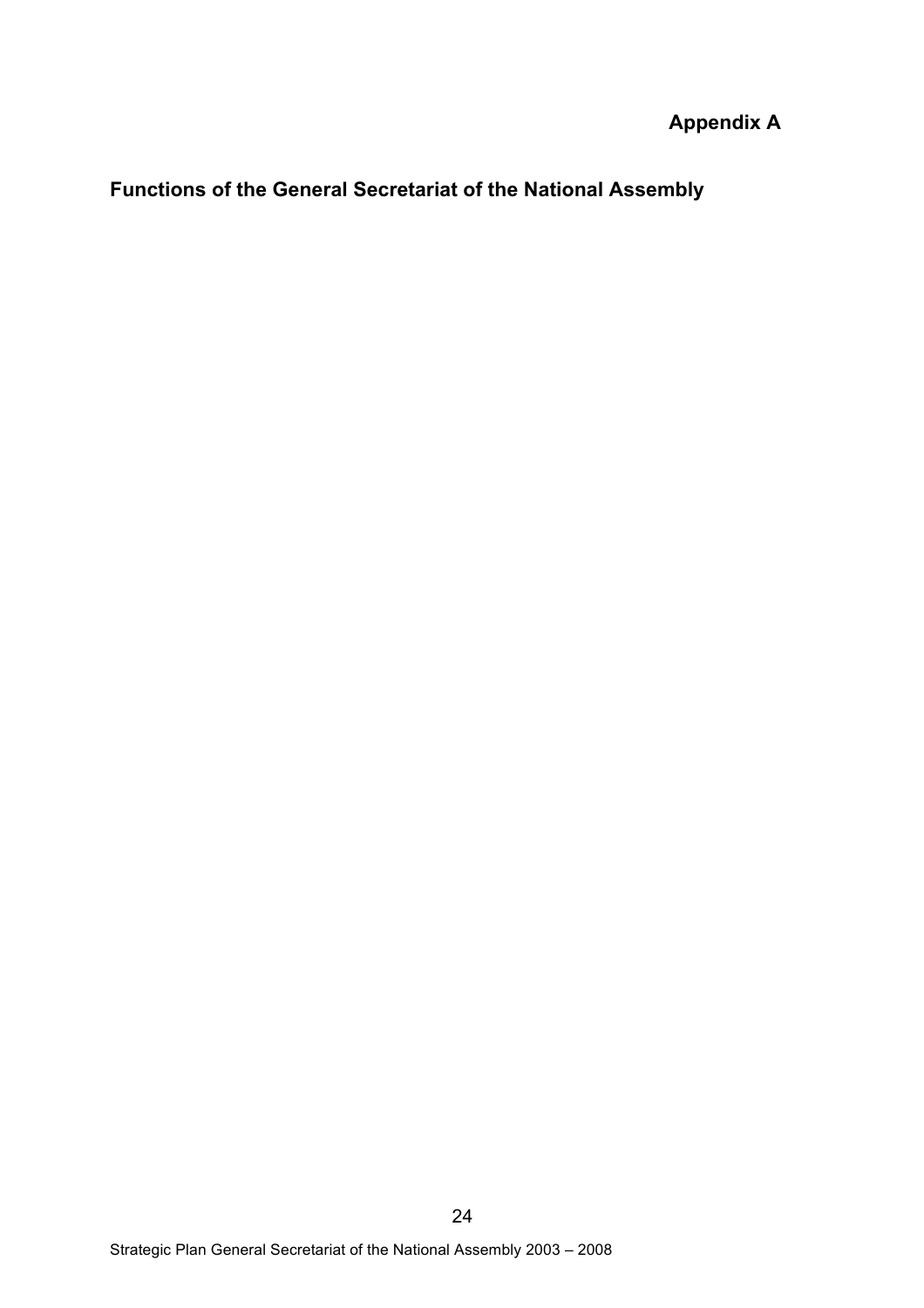**Appendix A**

## Functions of the General Secretariat of the National Assembly